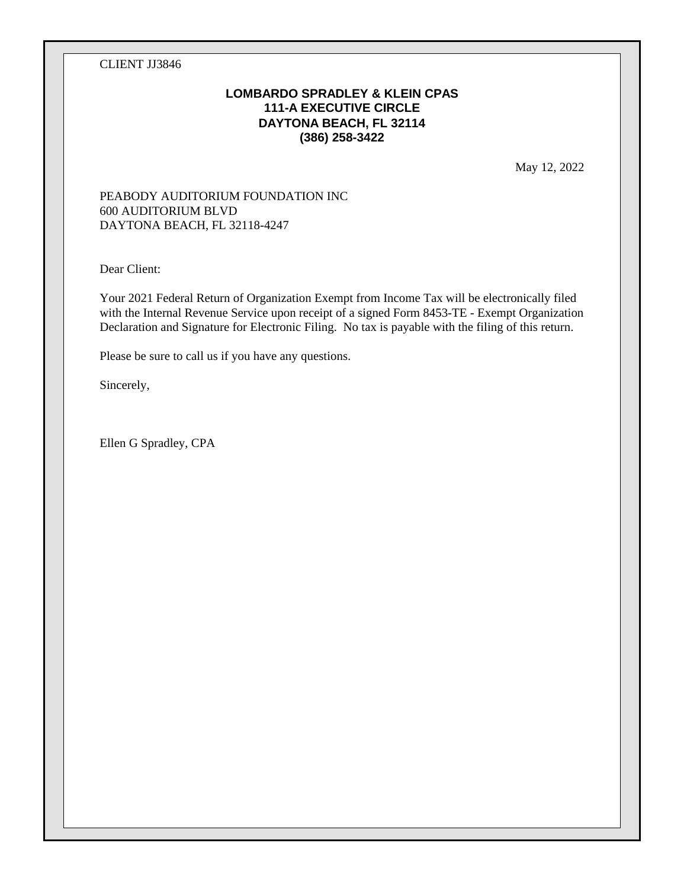CLIENT JJ3846

**LOMBARDO SPRADLEY & KLEIN CPAS**
**111-A EXECUTIVE CIRCLE**
**DAYTONA BEACH, FL 32114**
**(386) 258-3422**

May 12, 2022

PEABODY AUDITORIUM FOUNDATION INC
600 AUDITORIUM BLVD
DAYTONA BEACH, FL 32118-4247

Dear Client:

Your 2021 Federal Return of Organization Exempt from Income Tax will be electronically filed with the Internal Revenue Service upon receipt of a signed Form 8453-TE - Exempt Organization Declaration and Signature for Electronic Filing. No tax is payable with the filing of this return.

Please be sure to call us if you have any questions.

Sincerely,

Ellen G Spradley, CPA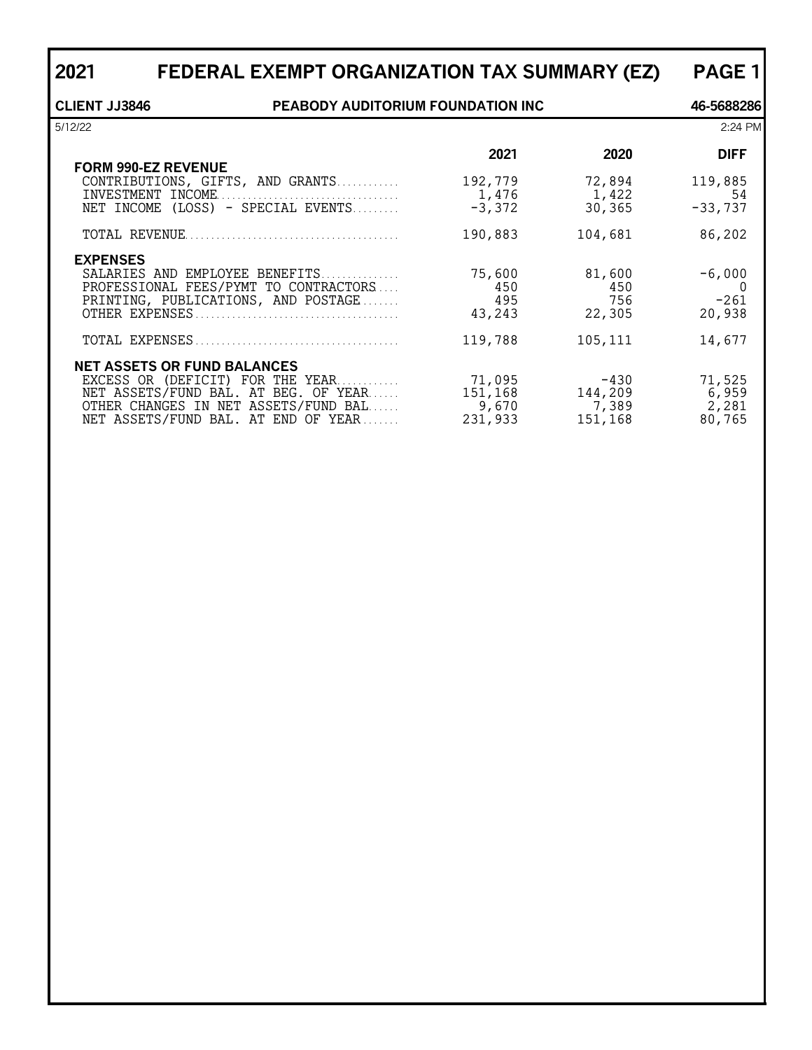# 2021 FEDERAL EXEMPT ORGANIZATION TAX SUMMARY (EZ) PAGE 1

**CLIENT JJ3846** **PEABODY AUDITORIUM FOUNDATION INC** **46-5688286**

5/12/22 2:24 PM

| | 2021 | 2020 | DIFF |
|---|---|---|---|
| **FORM 990-EZ REVENUE** | | | |
| CONTRIBUTIONS, GIFTS, AND GRANTS | 192,779 | 72,894 | 119,885 |
| INVESTMENT INCOME | 1,476 | 1,422 | 54 |
| NET INCOME (LOSS) - SPECIAL EVENTS | -3,372 | 30,365 | -33,737 |
| TOTAL REVENUE | 190,883 | 104,681 | 86,202 |
| **EXPENSES** | | | |
| SALARIES AND EMPLOYEE BENEFITS | 75,600 | 81,600 | -6,000 |
| PROFESSIONAL FEES/PYMT TO CONTRACTORS | 450 | 450 | 0 |
| PRINTING, PUBLICATIONS, AND POSTAGE | 495 | 756 | -261 |
| OTHER EXPENSES | 43,243 | 22,305 | 20,938 |
| TOTAL EXPENSES | 119,788 | 105,111 | 14,677 |
| **NET ASSETS OR FUND BALANCES** | | | |
| EXCESS OR (DEFICIT) FOR THE YEAR | 71,095 | -430 | 71,525 |
| NET ASSETS/FUND BAL. AT BEG. OF YEAR | 151,168 | 144,209 | 6,959 |
| OTHER CHANGES IN NET ASSETS/FUND BAL | 9,670 | 7,389 | 2,281 |
| NET ASSETS/FUND BAL. AT END OF YEAR | 231,933 | 151,168 | 80,765 |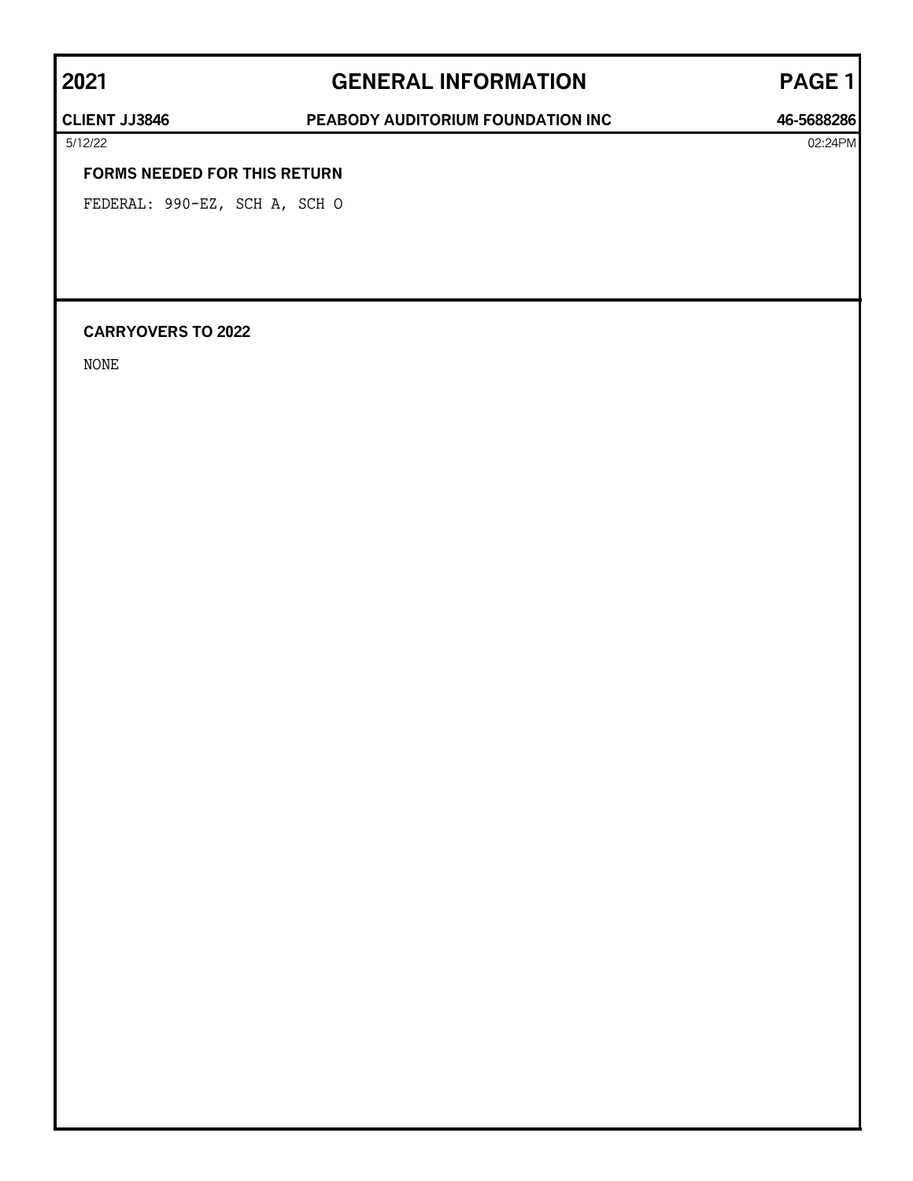# 2021 GENERAL INFORMATION

**CLIENT JJ3846** **PEABODY AUDITORIUM FOUNDATION INC** **46-5688286**

5/12/22 02:24PM

### FORMS NEEDED FOR THIS RETURN

FEDERAL: 990-EZ, SCH A, SCH O

### CARRYOVERS TO 2022

NONE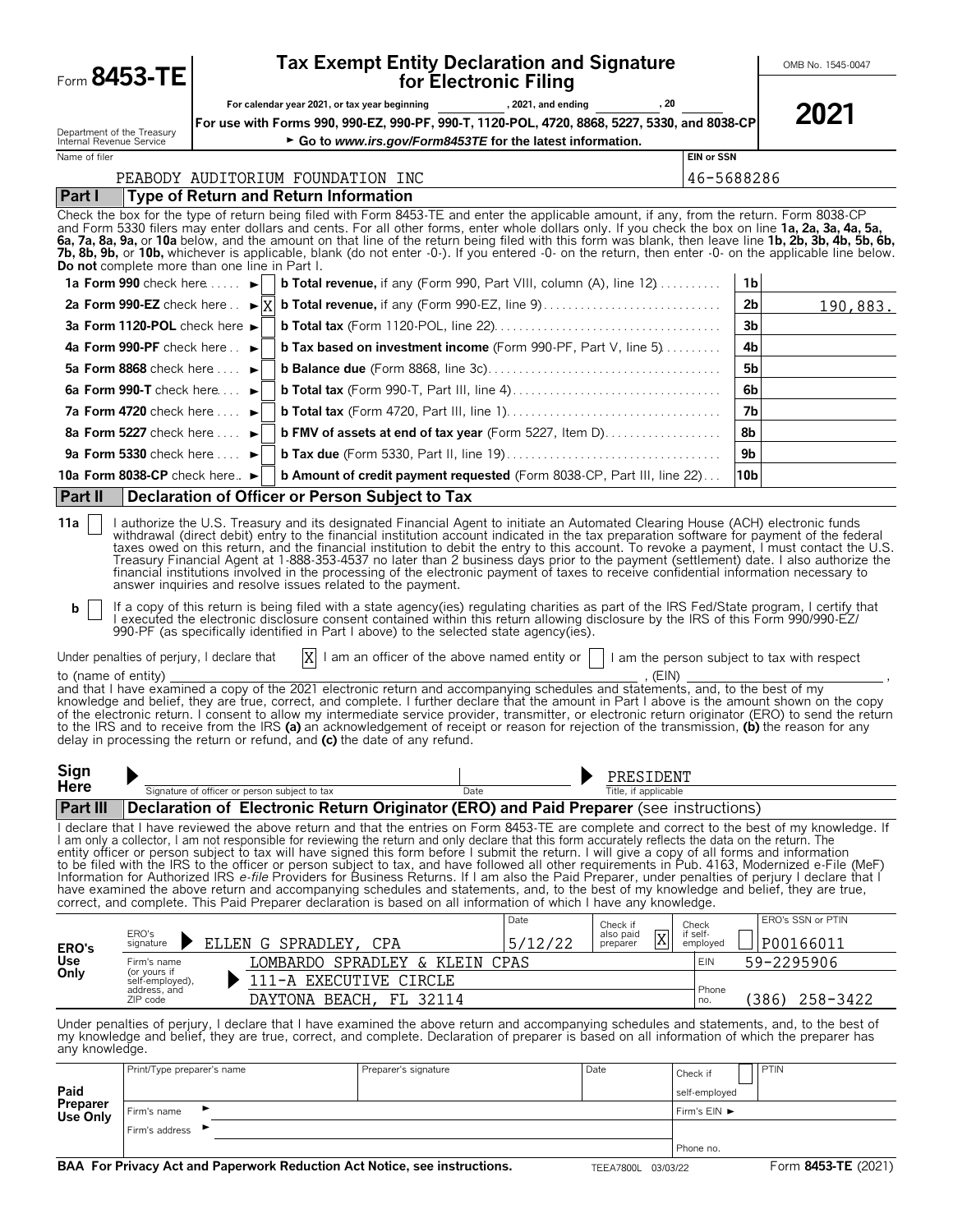Form **8453-TE**

Department of the Treasury
Internal Revenue Service

# Tax Exempt Entity Declaration and Signature for Electronic Filing

For calendar year 2021, or tax year beginning ____________, 2021, and ending ____________, 20____

**For use with Forms 990, 990-EZ, 990-PF, 990-T, 1120-POL, 4720, 8868, 5227, 5330, and 8038-CP**

► **Go to *www.irs.gov/Form8453TE* for the latest information.**

OMB No. 1545-0047

**2021**

| Name of filer | EIN or SSN |
|---|---|
| PEABODY AUDITORIUM FOUNDATION INC | 46-5688286 |

## Part I — Type of Return and Return Information

Check the box for the type of return being filed with Form 8453-TE and enter the applicable amount, if any, from the return. Form 8038-CP and Form 5330 filers may enter dollars and cents. For all other forms, enter whole dollars only. If you check the box on line **1a, 2a, 3a, 4a, 5a, 6a, 7a, 8a, 9a,** or **10a** below, and the amount on that line of the return being filed with this form was blank, then leave line **1b, 2b, 3b, 4b, 5b, 6b, 7b, 8b, 9b,** or **10b,** whichever is applicable, blank (do not enter -0-). If you entered -0- on the return, then enter -0- on the applicable line below. **Do not** complete more than one line in Part I.

| | | | | |
|---|---|---|---|---|
| **1a Form 990** check here ► | [ ] | **b Total revenue,** if any (Form 990, Part VIII, column (A), line 12) | 1b | |
| **2a Form 990-EZ** check here ► | [X] | **b Total revenue,** if any (Form 990-EZ, line 9) | 2b | 190,883. |
| **3a Form 1120-POL** check here ► | [ ] | **b Total tax** (Form 1120-POL, line 22) | 3b | |
| **4a Form 990-PF** check here ► | [ ] | **b Tax based on investment income** (Form 990-PF, Part V, line 5) | 4b | |
| **5a Form 8868** check here ► | [ ] | **b Balance due** (Form 8868, line 3c) | 5b | |
| **6a Form 990-T** check here ► | [ ] | **b Total tax** (Form 990-T, Part III, line 4) | 6b | |
| **7a Form 4720** check here ► | [ ] | **b Total tax** (Form 4720, Part III, line 1) | 7b | |
| **8a Form 5227** check here ► | [ ] | **b FMV of assets at end of tax year** (Form 5227, Item D) | 8b | |
| **9a Form 5330** check here ► | [ ] | **b Tax due** (Form 5330, Part II, line 19) | 9b | |
| **10a Form 8038-CP** check here ► | [ ] | **b Amount of credit payment requested** (Form 8038-CP, Part III, line 22) | 10b | |

## Part II — Declaration of Officer or Person Subject to Tax

**11a** [ ] I authorize the U.S. Treasury and its designated Financial Agent to initiate an Automated Clearing House (ACH) electronic funds withdrawal (direct debit) entry to the financial institution account indicated in the tax preparation software for payment of the federal taxes owed on this return, and the financial institution to debit the entry to this account. To revoke a payment, I must contact the U.S. Treasury Financial Agent at 1-888-353-4537 no later than 2 business days prior to the payment (settlement) date. I also authorize the financial institutions involved in the processing of the electronic payment of taxes to receive confidential information necessary to answer inquiries and resolve issues related to the payment.

**b** [ ] If a copy of this return is being filed with a state agency(ies) regulating charities as part of the IRS Fed/State program, I certify that I executed the electronic disclosure consent contained within this return allowing disclosure by the IRS of this Form 990/990-EZ/990-PF (as specifically identified in Part I above) to the selected state agency(ies).

Under penalties of perjury, I declare that [X] I am an officer of the above named entity or [ ] I am the person subject to tax with respect to (name of entity) ______________________, (EIN) ______________, and that I have examined a copy of the 2021 electronic return and accompanying schedules and statements, and, to the best of my knowledge and belief, they are true, correct, and complete. I further declare that the amount in Part I above is the amount shown on the copy of the electronic return. I consent to allow my intermediate service provider, transmitter, or electronic return originator (ERO) to send the return to the IRS and to receive from the IRS **(a)** an acknowledgement of receipt or reason for rejection of the transmission, **(b)** the reason for any delay in processing the return or refund, and **(c)** the date of any refund.

**Sign Here** ► ______________________ Signature of officer or person subject to tax | Date ________ | ► PRESIDENT — Title, if applicable

## Part III — Declaration of Electronic Return Originator (ERO) and Paid Preparer (see instructions)

I declare that I have reviewed the above return and that the entries on Form 8453-TE are complete and correct to the best of my knowledge. If I am only a collector, I am not responsible for reviewing the return and only declare that this form accurately reflects the data on the return. The entity officer or person subject to tax will have signed this form before I submit the return. I will give a copy of all forms and information to be filed with the IRS to the officer or person subject to tax, and have followed all other requirements in Pub. 4163, Modernized e-File (MeF) Information for Authorized IRS *e-file* Providers for Business Returns. If I am also the Paid Preparer, under penalties of perjury I declare that I have examined the above return and accompanying schedules and statements, and, to the best of my knowledge and belief, they are true, correct, and complete. This Paid Preparer declaration is based on all information of which I have any knowledge.

| ERO's Use Only | | | | | |
|---|---|---|---|---|---|
| ERO's signature | ELLEN G SPRADLEY, CPA | Date 5/12/22 | Check if also paid preparer [X] | Check if self-employed [ ] | ERO's SSN or PTIN P00166011 |
| Firm's name (or yours if self-employed), address, and ZIP code | LOMBARDO SPRADLEY & KLEIN CPAS | | | EIN | 59-2295906 |
| | 111-A EXECUTIVE CIRCLE | | | | |
| | DAYTONA BEACH, FL 32114 | | | Phone no. | (386) 258-3422 |

Under penalties of perjury, I declare that I have examined the above return and accompanying schedules and statements, and, to the best of my knowledge and belief, they are true, correct, and complete. Declaration of preparer is based on all information of which the preparer has any knowledge.

| Paid Preparer Use Only | | | | |
|---|---|---|---|---|
| Print/Type preparer's name | Preparer's signature | Date | Check if [ ] self-employed | PTIN |
| Firm's name ► | | | Firm's EIN ► | |
| Firm's address ► | | | Phone no. | |

**BAA For Privacy Act and Paperwork Reduction Act Notice, see instructions.** TEEA7800L 03/03/22 Form **8453-TE** (2021)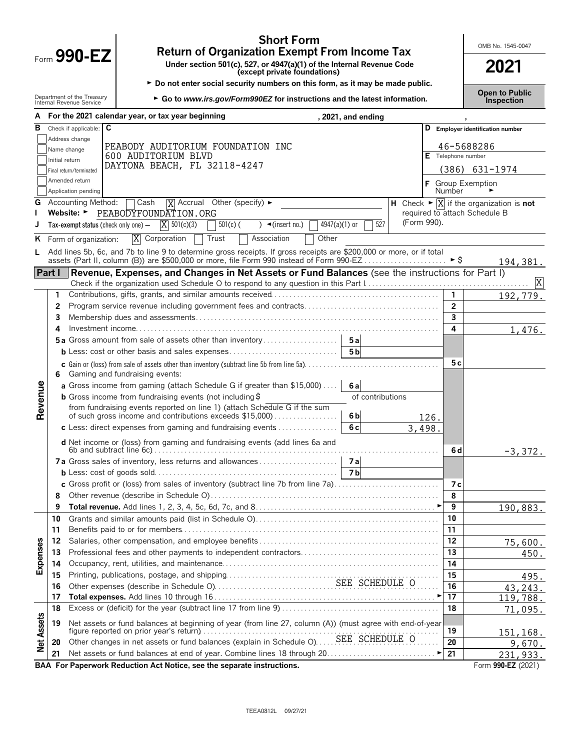# Form 990-EZ

## Short Form Return of Organization Exempt From Income Tax

**Under section 501(c), 527, or 4947(a)(1) of the Internal Revenue Code (except private foundations)**

► Do not enter social security numbers on this form, as it may be made public.

► Go to *www.irs.gov/Form990EZ* for instructions and the latest information.

Department of the Treasury
Internal Revenue Service

OMB No. 1545-0047

**2021**

**Open to Public Inspection**

**A** For the 2021 calendar year, or tax year beginning , 2021, and ending ,

**B** Check if applicable:
- [ ] Address change
- [ ] Name change
- [ ] Initial return
- [ ] Final return/terminated
- [ ] Amended return
- [ ] Application pending

**C** PEABODY AUDITORIUM FOUNDATION INC
600 AUDITORIUM BLVD
DAYTONA BEACH, FL 32118-4247

**D** Employer identification number: 46-5688286

**E** Telephone number: (386) 631-1974

**F** Group Exemption Number ►

**G** Accounting Method: [ ] Cash [X] Accrual Other (specify) ►

**H** Check ► [X] if the organization is **not** required to attach Schedule B (Form 990).

**I** Website: ► PEABODYFOUNDATION.ORG

**J** Tax-exempt status (check only one) — [X] 501(c)(3) [ ] 501(c) ( ) ◄(insert no.) [ ] 4947(a)(1) or [ ] 527

**K** Form of organization: [X] Corporation [ ] Trust [ ] Association [ ] Other

**L** Add lines 5b, 6c, and 7b to line 9 to determine gross receipts. If gross receipts are $200,000 or more, or if total assets (Part II, column (B)) are $500,000 or more, file Form 990 instead of Form 990-EZ ► $ 194,381.

## Part I Revenue, Expenses, and Changes in Net Assets or Fund Balances (see the instructions for Part I)

Check if the organization used Schedule O to respond to any question in this Part I [X]

| Section | Line | Description | Sub-line | Sub-amount | Line | Amount |
|---|---|---|---|---|---|---|
| Revenue | 1 | Contributions, gifts, grants, and similar amounts received | | | 1 | 192,779. |
| | 2 | Program service revenue including government fees and contracts | | | 2 | |
| | 3 | Membership dues and assessments | | | 3 | |
| | 4 | Investment income | | | 4 | 1,476. |
| | 5a | Gross amount from sale of assets other than inventory | 5a | | | |
| | b | Less: cost or other basis and sales expenses | 5b | | | |
| | c | Gain or (loss) from sale of assets other than inventory (subtract line 5b from line 5a) | | | 5c | |
| | 6 | Gaming and fundraising events: | | | | |
| | a | Gross income from gaming (attach Schedule G if greater than $15,000) | 6a | | | |
| | b | Gross income from fundraising events (not including $ of contributions from fundraising events reported on line 1) (attach Schedule G if the sum of such gross income and contributions exceeds $15,000) | 6b | 126. | | |
| | c | Less: direct expenses from gaming and fundraising events | 6c | 3,498. | | |
| | d | Net income or (loss) from gaming and fundraising events (add lines 6a and 6b and subtract line 6c) | | | 6d | -3,372. |
| | 7a | Gross sales of inventory, less returns and allowances | 7a | | | |
| | b | Less: cost of goods sold | 7b | | | |
| | c | Gross profit or (loss) from sales of inventory (subtract line 7b from line 7a) | | | 7c | |
| | 8 | Other revenue (describe in Schedule O) | | | 8 | |
| | 9 | **Total revenue.** Add lines 1, 2, 3, 4, 5c, 6d, 7c, and 8 ► | | | 9 | 190,883. |
| Expenses | 10 | Grants and similar amounts paid (list in Schedule O) | | | 10 | |
| | 11 | Benefits paid to or for members | | | 11 | |
| | 12 | Salaries, other compensation, and employee benefits | | | 12 | 75,600. |
| | 13 | Professional fees and other payments to independent contractors | | | 13 | 450. |
| | 14 | Occupancy, rent, utilities, and maintenance | | | 14 | |
| | 15 | Printing, publications, postage, and shipping | | | 15 | 495. |
| | 16 | Other expenses (describe in Schedule O) SEE SCHEDULE O | | | 16 | 43,243. |
| | 17 | **Total expenses.** Add lines 10 through 16 ► | | | 17 | 119,788. |
| Net Assets | 18 | Excess or (deficit) for the year (subtract line 17 from line 9) | | | 18 | 71,095. |
| | 19 | Net assets or fund balances at beginning of year (from line 27, column (A)) (must agree with end-of-year figure reported on prior year's return) | | | 19 | 151,168. |
| | 20 | Other changes in net assets or fund balances (explain in Schedule O) SEE SCHEDULE O | | | 20 | 9,670. |
| | 21 | Net assets or fund balances at end of year. Combine lines 18 through 20 ► | | | 21 | 231,933. |

**BAA For Paperwork Reduction Act Notice, see the separate instructions.** Form **990-EZ** (2021)

TEEA0812L 09/27/21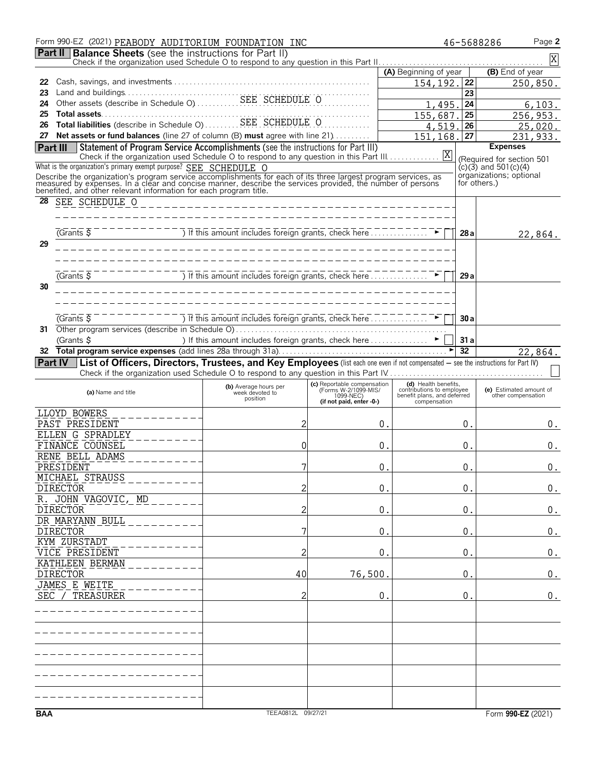Form 990-EZ (2021) PEABODY AUDITORIUM FOUNDATION INC 46-5688286 Page 2

**Part II Balance Sheets** (see the instructions for Part II)

Check if the organization used Schedule O to respond to any question in this Part II . . . . . [X]

| | | (A) Beginning of year | | (B) End of year |
|---|---|---|---|---|
| 22 | Cash, savings, and investments | 154,192. | 22 | 250,850. |
| 23 | Land and buildings | | 23 | |
| 24 | Other assets (describe in Schedule O) SEE SCHEDULE O | 1,495. | 24 | 6,103. |
| 25 | **Total assets** | 155,687. | 25 | 256,953. |
| 26 | **Total liabilities** (describe in Schedule O) SEE SCHEDULE O | 4,519. | 26 | 25,020. |
| 27 | **Net assets or fund balances** (line 27 of column (B) **must** agree with line 21) | 151,168. | 27 | 231,933. |

**Part III Statement of Program Service Accomplishments** (see the instructions for Part III)

Check if the organization used Schedule O to respond to any question in this Part III . . . . . [X]

What is the organization's primary exempt purpose? SEE SCHEDULE O

Describe the organization's program service accomplishments for each of its three largest program services, as measured by expenses. In a clear and concise manner, describe the services provided, the number of persons benefited, and other relevant information for each program title.

**Expenses** (Required for section 501(c)(3) and 501(c)(4) organizations; optional for others.)

| | | | |
|---|---|---|---|
| 28 | SEE SCHEDULE O<br>(Grants $ ) If this amount includes foreign grants, check here [ ] | 28a | 22,864. |
| 29 | (Grants $ ) If this amount includes foreign grants, check here [ ] | 29a | |
| 30 | (Grants $ ) If this amount includes foreign grants, check here [ ] | 30a | |
| 31 | Other program services (describe in Schedule O)<br>(Grants $ ) If this amount includes foreign grants, check here [ ] | 31a | |
| 32 | **Total program service expenses** (add lines 28a through 31a) | 32 | 22,864. |

**Part IV List of Officers, Directors, Trustees, and Key Employees** (list each one even if not compensated — see the instructions for Part IV)

Check if the organization used Schedule O to respond to any question in this Part IV . . . . . [ ]

| (a) Name and title | (b) Average hours per week devoted to position | (c) Reportable compensation (Forms W-2/1099-MISC/1099-NEC) (if not paid, enter -0-) | (d) Health benefits, contributions to employee benefit plans, and deferred compensation | (e) Estimated amount of other compensation |
|---|---|---|---|---|
| LLOYD BOWERS<br>PAST PRESIDENT | 2 | 0. | 0. | 0. |
| ELLEN G SPRADLEY<br>FINANCE COUNSEL | 0 | 0. | 0. | 0. |
| RENE BELL ADAMS<br>PRESIDENT | 7 | 0. | 0. | 0. |
| MICHAEL STRAUSS<br>DIRECTOR | 2 | 0. | 0. | 0. |
| R. JOHN VAGOVIC, MD<br>DIRECTOR | 2 | 0. | 0. | 0. |
| DR MARYANN BULL<br>DIRECTOR | 7 | 0. | 0. | 0. |
| KYM ZURSTADT<br>VICE PRESIDENT | 2 | 0. | 0. | 0. |
| KATHLEEN BERMAN<br>DIRECTOR | 40 | 76,500. | 0. | 0. |
| JAMES E WEITE<br>SEC / TREASURER | 2 | 0. | 0. | 0. |

BAA TEEA0812L 09/27/21 Form **990-EZ** (2021)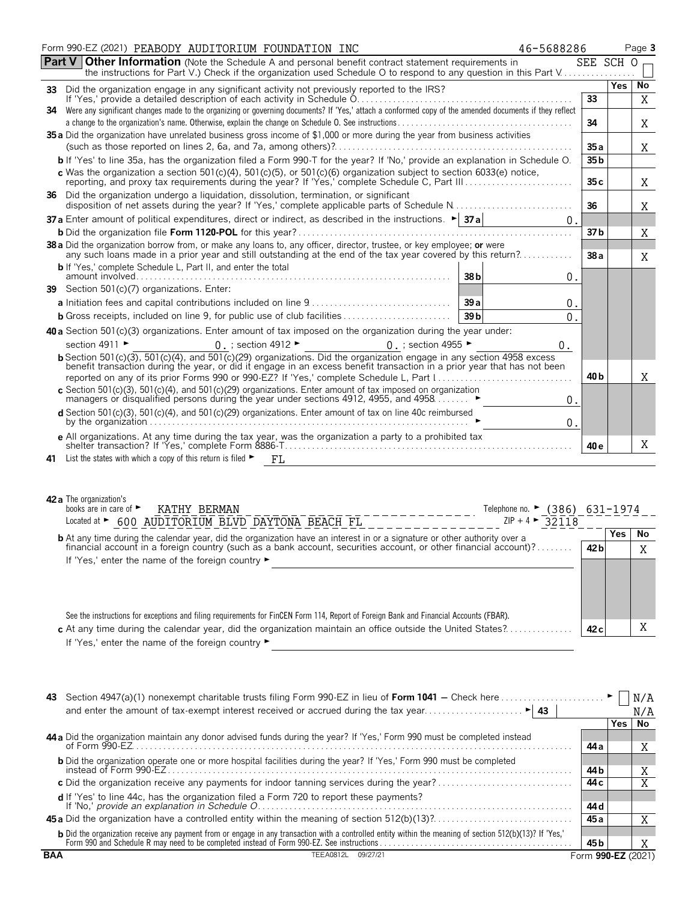Form 990-EZ (2021) PEABODY AUDITORIUM FOUNDATION INC 46-5688286 Page **3**

**Part V** **Other Information** (Note the Schedule A and personal benefit contract statement requirements in the instructions for Part V.) Check if the organization used Schedule O to respond to any question in this Part V . . . . . . SEE SCH O ☐

| | | Line | Yes | No |
|---|---|---|---|---|
| **33** | Did the organization engage in any significant activity not previously reported to the IRS? If 'Yes,' provide a detailed description of each activity in Schedule O | 33 | | X |
| **34** | Were any significant changes made to the organizing or governing documents? If 'Yes,' attach a conformed copy of the amended documents if they reflect a change to the organization's name. Otherwise, explain the change on Schedule O. See instructions | 34 | | X |
| **35 a** | Did the organization have unrelated business gross income of $1,000 or more during the year from business activities (such as those reported on lines 2, 6a, and 7a, among others)? | 35 a | | X |
| **b** | If 'Yes' to line 35a, has the organization filed a Form 990-T for the year? If 'No,' provide an explanation in Schedule O. | 35 b | | |
| **c** | Was the organization a section 501(c)(4), 501(c)(5), or 501(c)(6) organization subject to section 6033(e) notice, reporting, and proxy tax requirements during the year? If 'Yes,' complete Schedule C, Part III | 35 c | | X |
| **36** | Did the organization undergo a liquidation, dissolution, termination, or significant disposition of net assets during the year? If 'Yes,' complete applicable parts of Schedule N | 36 | | X |
| **37 a** | Enter amount of political expenditures, direct or indirect, as described in the instructions. ► 37 a 0. | | | |
| **b** | Did the organization file **Form 1120-POL** for this year? | 37 b | | X |
| **38 a** | Did the organization borrow from, or make any loans to, any officer, director, trustee, or key employee; **or** were any such loans made in a prior year and still outstanding at the end of the tax year covered by this return? | 38 a | | X |
| **b** | If 'Yes,' complete Schedule L, Part II, and enter the total amount involved 38 b 0. | | | |
| **39** | Section 501(c)(7) organizations. Enter: | | | |
| **a** | Initiation fees and capital contributions included on line 9 39 a 0. | | | |
| **b** | Gross receipts, included on line 9, for public use of club facilities 39 b 0. | | | |
| **40 a** | Section 501(c)(3) organizations. Enter amount of tax imposed on the organization during the year under: section 4911 ► 0. ; section 4912 ► 0. ; section 4955 ► 0. | | | |
| **b** | Section 501(c)(3), 501(c)(4), and 501(c)(29) organizations. Did the organization engage in any section 4958 excess benefit transaction during the year, or did it engage in an excess benefit transaction in a prior year that has not been reported on any of its prior Forms 990 or 990-EZ? If 'Yes,' complete Schedule L, Part I | 40 b | | X |
| **c** | Section 501(c)(3), 501(c)(4), and 501(c)(29) organizations. Enter amount of tax imposed on organization managers or disqualified persons during the year under sections 4912, 4955, and 4958 ► 0. | | | |
| **d** | Section 501(c)(3), 501(c)(4), and 501(c)(29) organizations. Enter amount of tax on line 40c reimbursed by the organization ► 0. | | | |
| **e** | All organizations. At any time during the tax year, was the organization a party to a prohibited tax shelter transaction? If 'Yes,' complete Form 8886-T | 40 e | | X |
| **41** | List the states with which a copy of this return is filed ► FL | | | |

**42 a** The organization's books are in care of ► KATHY BERMAN Telephone no. ► (386) 631-1974
Located at ► 600 AUDITORIUM BLVD DAYTONA BEACH FL ZIP + 4 ► 32118

| | | Line | Yes | No |
|---|---|---|---|---|
| **b** | At any time during the calendar year, did the organization have an interest in or a signature or other authority over a financial account in a foreign country (such as a bank account, securities account, or other financial account)? If 'Yes,' enter the name of the foreign country ► See the instructions for exceptions and filing requirements for FinCEN Form 114, Report of Foreign Bank and Financial Accounts (FBAR). | 42 b | | X |
| **c** | At any time during the calendar year, did the organization maintain an office outside the United States? If 'Yes,' enter the name of the foreign country ► | 42 c | | X |

**43** Section 4947(a)(1) nonexempt charitable trusts filing Form 990-EZ in lieu of **Form 1041** — Check here ► ☐ N/A
and enter the amount of tax-exempt interest received or accrued during the tax year ► 43 N/A

| | | Line | Yes | No |
|---|---|---|---|---|
| **44 a** | Did the organization maintain any donor advised funds during the year? If 'Yes,' Form 990 must be completed instead of Form 990-EZ | 44 a | | X |
| **b** | Did the organization operate one or more hospital facilities during the year? If 'Yes,' Form 990 must be completed instead of Form 990-EZ | 44 b | | X |
| **c** | Did the organization receive any payments for indoor tanning services during the year? | 44 c | | X |
| **d** | If 'Yes' to line 44c, has the organization filed a Form 720 to report these payments? If 'No,' *provide an explanation in Schedule O* | 44 d | | |
| **45 a** | Did the organization have a controlled entity within the meaning of section 512(b)(13)? | 45 a | | X |
| **b** | Did the organization receive any payment from or engage in any transaction with a controlled entity within the meaning of section 512(b)(13)? If 'Yes,' Form 990 and Schedule R may need to be completed instead of Form 990-EZ. See instructions | 45 b | | X |

BAA TEEA0812L 09/27/21 Form **990-EZ** (2021)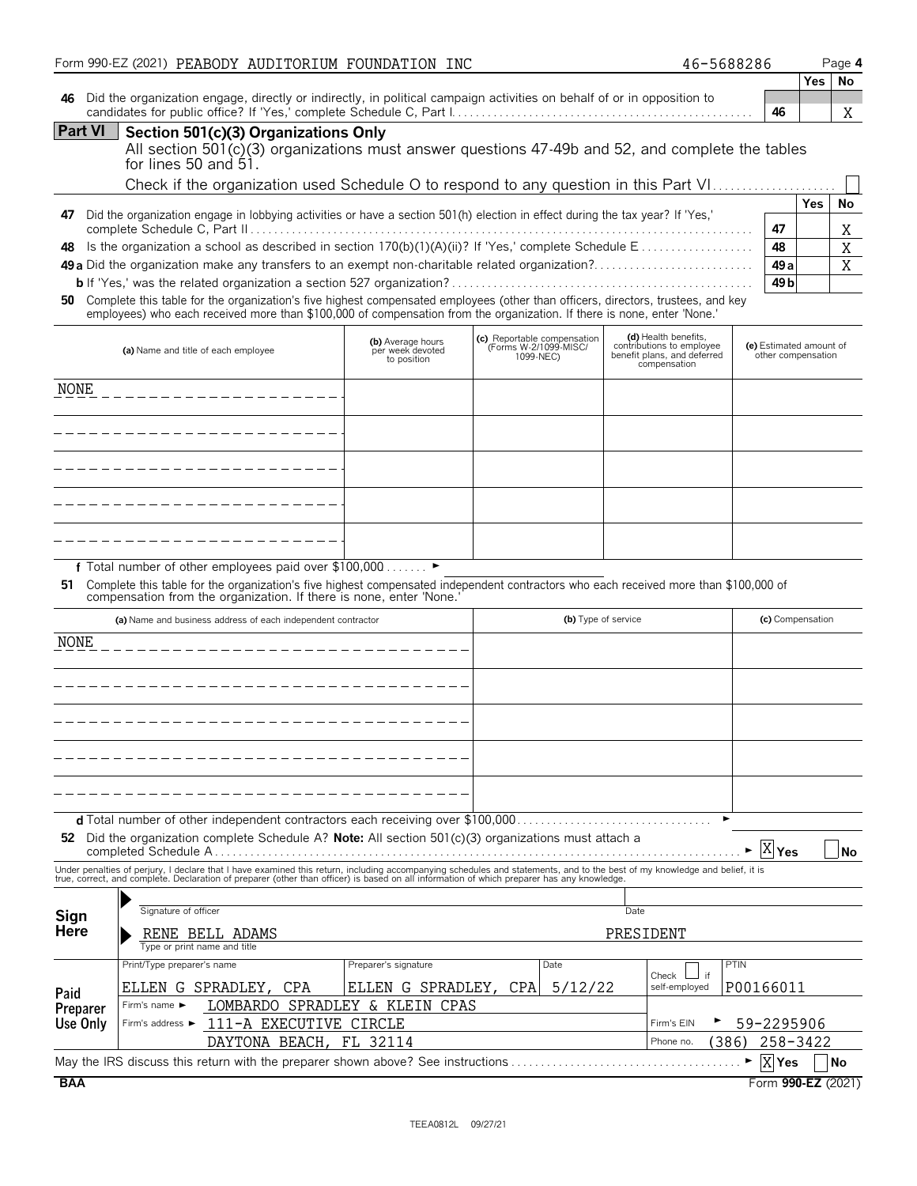Form 990-EZ (2021) PEABODY AUDITORIUM FOUNDATION INC 46-5688286 Page **4**

| | | | Yes | No |
|---|---|---|---|---|
| **46** | Did the organization engage, directly or indirectly, in political campaign activities on behalf of or in opposition to candidates for public office? If 'Yes,' complete Schedule C, Part I | **46** | | X |

## Part VI Section 501(c)(3) Organizations Only

All section 501(c)(3) organizations must answer questions 47-49b and 52, and complete the tables for lines 50 and 51.

Check if the organization used Schedule O to respond to any question in this Part VI ☐

| | | | Yes | No |
|---|---|---|---|---|
| **47** | Did the organization engage in lobbying activities or have a section 501(h) election in effect during the tax year? If 'Yes,' complete Schedule C, Part II | **47** | | X |
| **48** | Is the organization a school as described in section 170(b)(1)(A)(ii)? If 'Yes,' complete Schedule E | **48** | | X |
| **49 a** | Did the organization make any transfers to an exempt non-charitable related organization? | **49 a** | | X |
| **b** | If 'Yes,' was the related organization a section 527 organization? | **49 b** | | |

**50** Complete this table for the organization's five highest compensated employees (other than officers, directors, trustees, and key employees) who each received more than $100,000 of compensation from the organization. If there is none, enter 'None.'

| (a) Name and title of each employee | (b) Average hours per week devoted to position | (c) Reportable compensation (Forms W-2/1099-MISC/1099-NEC) | (d) Health benefits, contributions to employee benefit plans, and deferred compensation | (e) Estimated amount of other compensation |
|---|---|---|---|---|
| NONE | | | | |
| | | | | |
| | | | | |
| | | | | |
| | | | | |

**f** Total number of other employees paid over $100,000 ►

**51** Complete this table for the organization's five highest compensated independent contractors who each received more than $100,000 of compensation from the organization. If there is none, enter 'None.'

| (a) Name and business address of each independent contractor | (b) Type of service | (c) Compensation |
|---|---|---|
| NONE | | |
| | | |
| | | |
| | | |
| | | |

**d** Total number of other independent contractors each receiving over $100,000 ►

**52** Did the organization complete Schedule A? **Note:** All section 501(c)(3) organizations must attach a completed Schedule A ► [X] Yes ☐ No

Under penalties of perjury, I declare that I have examined this return, including accompanying schedules and statements, and to the best of my knowledge and belief, it is true, correct, and complete. Declaration of preparer (other than officer) is based on all information of which preparer has any knowledge.

**Sign Here**

Signature of officer | Date

RENE BELL ADAMS — PRESIDENT
Type or print name and title

**Paid Preparer Use Only**

| Print/Type preparer's name | Preparer's signature | Date | Check ☐ if self-employed | PTIN |
|---|---|---|---|---|
| ELLEN G SPRADLEY, CPA | ELLEN G SPRADLEY, CPA | 5/12/22 | | P00166011 |

Firm's name ► LOMBARDO SPRADLEY & KLEIN CPAS
Firm's address ► 111-A EXECUTIVE CIRCLE, DAYTONA BEACH, FL 32114
Firm's EIN ► 59-2295906
Phone no. (386) 258-3422

May the IRS discuss this return with the preparer shown above? See instructions ► [X] Yes ☐ No

BAA Form **990-EZ** (2021)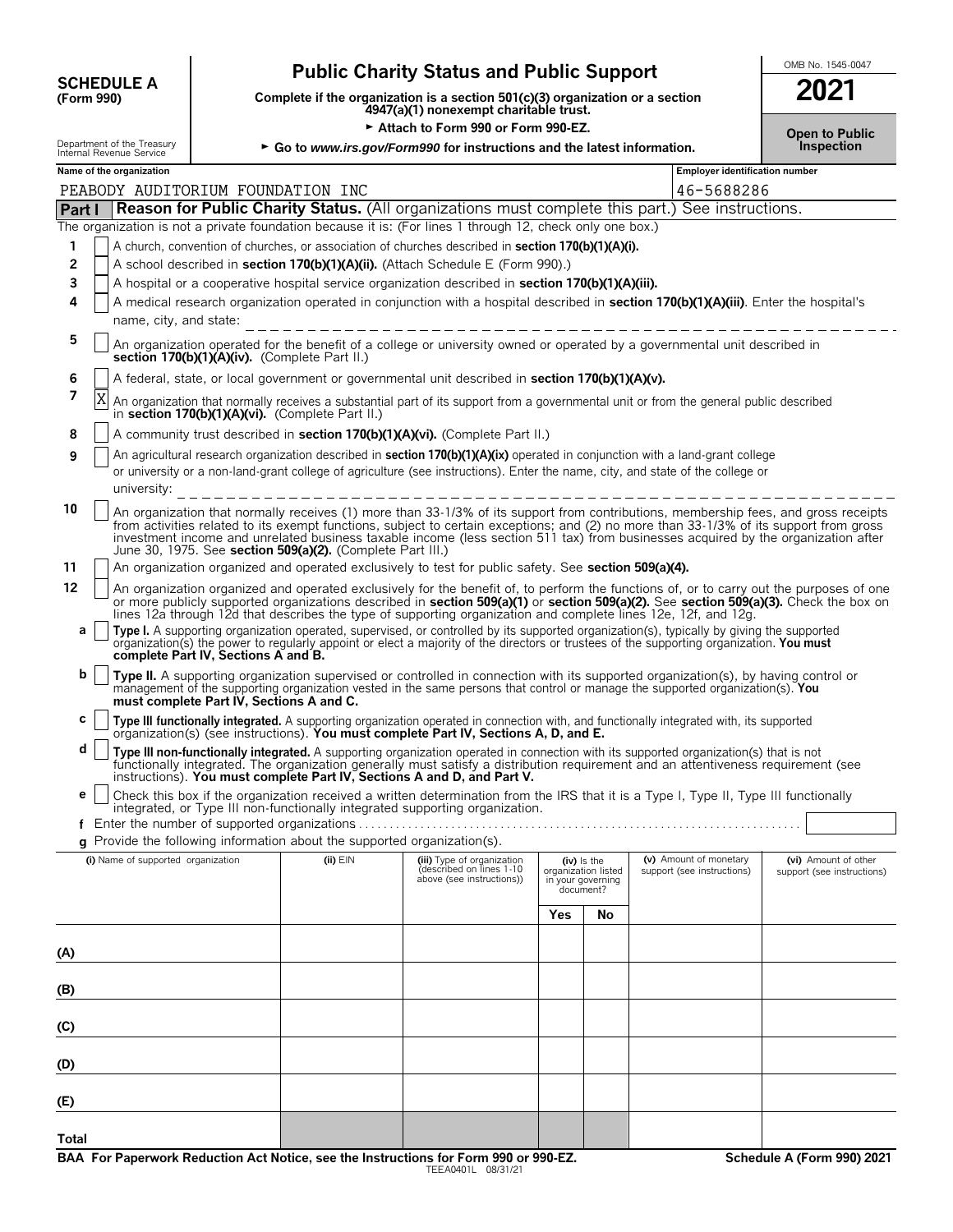# SCHEDULE A (Form 990)

## Public Charity Status and Public Support

**Complete if the organization is a section 501(c)(3) organization or a section 4947(a)(1) nonexempt charitable trust.**

► **Attach to Form 990 or Form 990-EZ.**

► **Go to www.irs.gov/Form990 for instructions and the latest information.**

Department of the Treasury
Internal Revenue Service

OMB No. 1545-0047

**2021**

**Open to Public Inspection**

| Name of the organization | Employer identification number |
|---|---|
| PEABODY AUDITORIUM FOUNDATION INC | 46-5688286 |

**Part I — Reason for Public Charity Status.** (All organizations must complete this part.) See instructions.

The organization is not a private foundation because it is: (For lines 1 through 12, check only one box.)

1. [ ] A church, convention of churches, or association of churches described in **section 170(b)(1)(A)(i).**
2. [ ] A school described in **section 170(b)(1)(A)(ii).** (Attach Schedule E (Form 990).)
3. [ ] A hospital or a cooperative hospital service organization described in **section 170(b)(1)(A)(iii).**
4. [ ] A medical research organization operated in conjunction with a hospital described in **section 170(b)(1)(A)(iii)**. Enter the hospital's name, city, and state:
5. [ ] An organization operated for the benefit of a college or university owned or operated by a governmental unit described in **section 170(b)(1)(A)(iv).** (Complete Part II.)
6. [ ] A federal, state, or local government or governmental unit described in **section 170(b)(1)(A)(v).**
7. [X] An organization that normally receives a substantial part of its support from a governmental unit or from the general public described in **section 170(b)(1)(A)(vi).** (Complete Part II.)
8. [ ] A community trust described in **section 170(b)(1)(A)(vi).** (Complete Part II.)
9. [ ] An agricultural research organization described in **section 170(b)(1)(A)(ix)** operated in conjunction with a land-grant college or university or a non-land-grant college of agriculture (see instructions). Enter the name, city, and state of the college or university:
10. [ ] An organization that normally receives (1) more than 33-1/3% of its support from contributions, membership fees, and gross receipts from activities related to its exempt functions, subject to certain exceptions; and (2) no more than 33-1/3% of its support from gross investment income and unrelated business taxable income (less section 511 tax) from businesses acquired by the organization after June 30, 1975. See **section 509(a)(2).** (Complete Part III.)
11. [ ] An organization organized and operated exclusively to test for public safety. See **section 509(a)(4).**
12. [ ] An organization organized and operated exclusively for the benefit of, to perform the functions of, or to carry out the purposes of one or more publicly supported organizations described in **section 509(a)(1)** or **section 509(a)(2).** See **section 509(a)(3).** Check the box on lines 12a through 12d that describes the type of supporting organization and complete lines 12e, 12f, and 12g.
   - **a** [ ] **Type I.** A supporting organization operated, supervised, or controlled by its supported organization(s), typically by giving the supported organization(s) the power to regularly appoint or elect a majority of the directors or trustees of the supporting organization. **You must complete Part IV, Sections A and B.**
   - **b** [ ] **Type II.** A supporting organization supervised or controlled in connection with its supported organization(s), by having control or management of the supporting organization vested in the same persons that control or manage the supported organization(s). **You must complete Part IV, Sections A and C.**
   - **c** [ ] **Type III functionally integrated.** A supporting organization operated in connection with, and functionally integrated with, its supported organization(s) (see instructions). **You must complete Part IV, Sections A, D, and E.**
   - **d** [ ] **Type III non-functionally integrated.** A supporting organization operated in connection with its supported organization(s) that is not functionally integrated. The organization generally must satisfy a distribution requirement and an attentiveness requirement (see instructions). **You must complete Part IV, Sections A and D, and Part V.**
   - **e** [ ] Check this box if the organization received a written determination from the IRS that it is a Type I, Type II, Type III functionally integrated, or Type III non-functionally integrated supporting organization.
   - **f** Enter the number of supported organizations
   - **g** Provide the following information about the supported organization(s).

| (i) Name of supported organization | (ii) EIN | (iii) Type of organization (described on lines 1-10 above (see instructions)) | (iv) Is the organization listed in your governing document? Yes | No | (v) Amount of monetary support (see instructions) | (vi) Amount of other support (see instructions) |
|---|---|---|---|---|---|---|
| (A) | | | | | | |
| (B) | | | | | | |
| (C) | | | | | | |
| (D) | | | | | | |
| (E) | | | | | | |
| Total | | | | | | |

**BAA For Paperwork Reduction Act Notice, see the Instructions for Form 990 or 990-EZ.** TEEA0401L 08/31/21 **Schedule A (Form 990) 2021**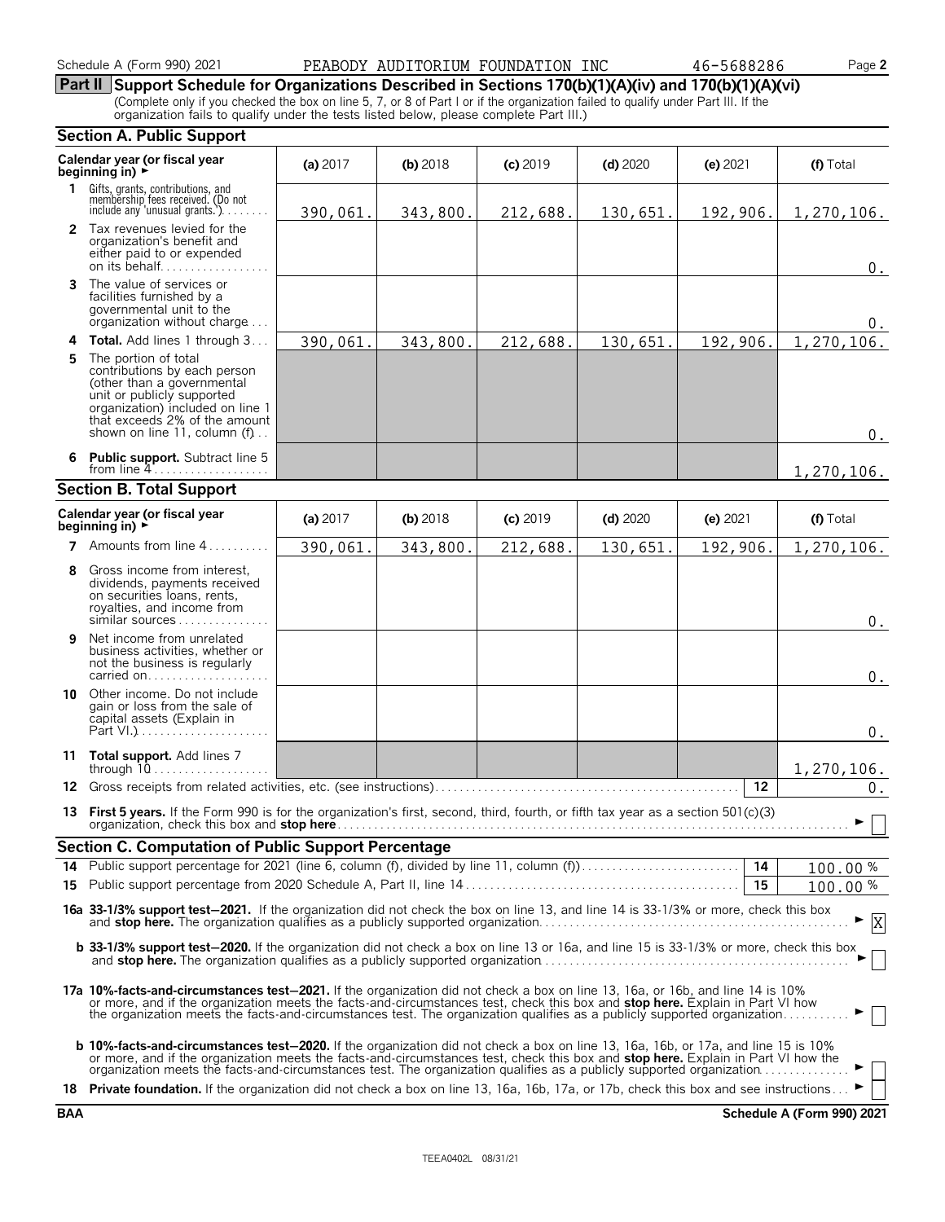Schedule A (Form 990) 2021 PEABODY AUDITORIUM FOUNDATION INC 46-5688286

## Part II Support Schedule for Organizations Described in Sections 170(b)(1)(A)(iv) and 170(b)(1)(A)(vi)

(Complete only if you checked the box on line 5, 7, or 8 of Part I or if the organization failed to qualify under Part III. If the organization fails to qualify under the tests listed below, please complete Part III.)

### Section A. Public Support

| Calendar year (or fiscal year beginning in) ► | (a) 2017 | (b) 2018 | (c) 2019 | (d) 2020 | (e) 2021 | (f) Total |
|---|---|---|---|---|---|---|
| **1** Gifts, grants, contributions, and membership fees received. (Do not include any 'unusual grants.') | 390,061. | 343,800. | 212,688. | 130,651. | 192,906. | 1,270,106. |
| **2** Tax revenues levied for the organization's benefit and either paid to or expended on its behalf | | | | | | 0. |
| **3** The value of services or facilities furnished by a governmental unit to the organization without charge | | | | | | 0. |
| **4 Total.** Add lines 1 through 3 | 390,061. | 343,800. | 212,688. | 130,651. | 192,906. | 1,270,106. |
| **5** The portion of total contributions by each person (other than a governmental unit or publicly supported organization) included on line 1 that exceeds 2% of the amount shown on line 11, column (f) | | | | | | 0. |
| **6 Public support.** Subtract line 5 from line 4 | | | | | | 1,270,106. |

### Section B. Total Support

| Calendar year (or fiscal year beginning in) ► | (a) 2017 | (b) 2018 | (c) 2019 | (d) 2020 | (e) 2021 | (f) Total |
|---|---|---|---|---|---|---|
| **7** Amounts from line 4 | 390,061. | 343,800. | 212,688. | 130,651. | 192,906. | 1,270,106. |
| **8** Gross income from interest, dividends, payments received on securities loans, rents, royalties, and income from similar sources | | | | | | 0. |
| **9** Net income from unrelated business activities, whether or not the business is regularly carried on | | | | | | 0. |
| **10** Other income. Do not include gain or loss from the sale of capital assets (Explain in Part VI.) | | | | | | 0. |
| **11 Total support.** Add lines 7 through 10 | | | | | | 1,270,106. |

**12** Gross receipts from related activities, etc. (see instructions) — **12** — 0.

**13 First 5 years.** If the Form 990 is for the organization's first, second, third, fourth, or fifth tax year as a section 501(c)(3) organization, check this box and **stop here** ► ☐

### Section C. Computation of Public Support Percentage

**14** Public support percentage for 2021 (line 6, column (f), divided by line 11, column (f)) — **14** — 100.00 %

**15** Public support percentage from 2020 Schedule A, Part II, line 14 — **15** — 100.00 %

**16a 33-1/3% support test–2021.** If the organization did not check the box on line 13, and line 14 is 33-1/3% or more, check this box and **stop here.** The organization qualifies as a publicly supported organization ► ☒

**b 33-1/3% support test–2020.** If the organization did not check a box on line 13 or 16a, and line 15 is 33-1/3% or more, check this box and **stop here.** The organization qualifies as a publicly supported organization ► ☐

**17a 10%-facts-and-circumstances test–2021.** If the organization did not check a box on line 13, 16a, or 16b, and line 14 is 10% or more, and if the organization meets the facts-and-circumstances test, check this box and **stop here.** Explain in Part VI how the organization meets the facts-and-circumstances test. The organization qualifies as a publicly supported organization ► ☐

**b 10%-facts-and-circumstances test–2020.** If the organization did not check a box on line 13, 16a, 16b, or 17a, and line 15 is 10% or more, and if the organization meets the facts-and-circumstances test, check this box and **stop here.** Explain in Part VI how the organization meets the facts-and-circumstances test. The organization qualifies as a publicly supported organization ► ☐

**18 Private foundation.** If the organization did not check a box on line 13, 16a, 16b, 17a, or 17b, check this box and see instructions ► ☐

BAA Schedule A (Form 990) 2021

TEEA0402L 08/31/21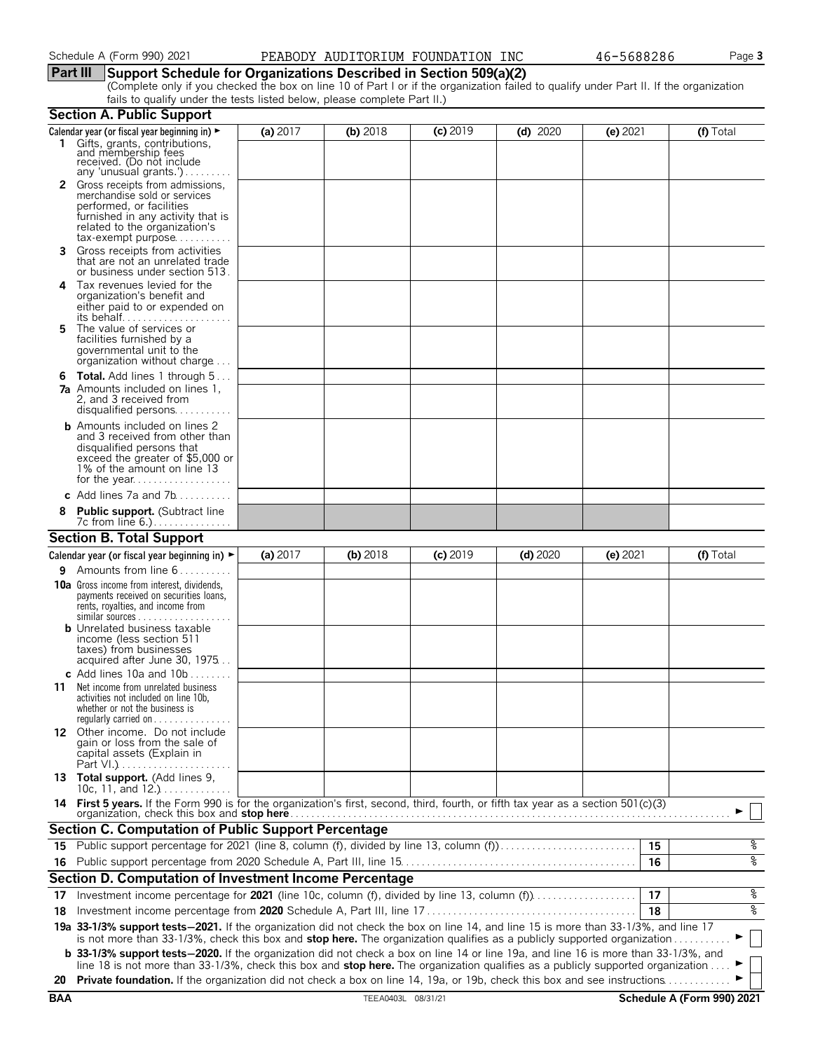Schedule A (Form 990) 2021 PEABODY AUDITORIUM FOUNDATION INC 46-5688286 Page **3**

## Part III Support Schedule for Organizations Described in Section 509(a)(2)

(Complete only if you checked the box on line 10 of Part I or if the organization failed to qualify under Part II. If the organization fails to qualify under the tests listed below, please complete Part II.)

### Section A. Public Support

| Calendar year (or fiscal year beginning in) ► | (a) 2017 | (b) 2018 | (c) 2019 | (d) 2020 | (e) 2021 | (f) Total |
|---|---|---|---|---|---|---|
| **1** Gifts, grants, contributions, and membership fees received. (Do not include any 'unusual grants.') | | | | | | |
| **2** Gross receipts from admissions, merchandise sold or services performed, or facilities furnished in any activity that is related to the organization's tax-exempt purpose | | | | | | |
| **3** Gross receipts from activities that are not an unrelated trade or business under section 513 | | | | | | |
| **4** Tax revenues levied for the organization's benefit and either paid to or expended on its behalf | | | | | | |
| **5** The value of services or facilities furnished by a governmental unit to the organization without charge | | | | | | |
| **6 Total.** Add lines 1 through 5 | | | | | | |
| **7a** Amounts included on lines 1, 2, and 3 received from disqualified persons | | | | | | |
| **b** Amounts included on lines 2 and 3 received from other than disqualified persons that exceed the greater of $5,000 or 1% of the amount on line 13 for the year | | | | | | |
| **c** Add lines 7a and 7b | | | | | | |
| **8 Public support.** (Subtract line 7c from line 6.) | | | | | | |

### Section B. Total Support

| Calendar year (or fiscal year beginning in) ► | (a) 2017 | (b) 2018 | (c) 2019 | (d) 2020 | (e) 2021 | (f) Total |
|---|---|---|---|---|---|---|
| **9** Amounts from line 6 | | | | | | |
| **10a** Gross income from interest, dividends, payments received on securities loans, rents, royalties, and income from similar sources | | | | | | |
| **b** Unrelated business taxable income (less section 511 taxes) from businesses acquired after June 30, 1975 | | | | | | |
| **c** Add lines 10a and 10b | | | | | | |
| **11** Net income from unrelated business activities not included on line 10b, whether or not the business is regularly carried on | | | | | | |
| **12** Other income. Do not include gain or loss from the sale of capital assets (Explain in Part VI.) | | | | | | |
| **13 Total support.** (Add lines 9, 10c, 11, and 12.) | | | | | | |

**14 First 5 years.** If the Form 990 is for the organization's first, second, third, fourth, or fifth tax year as a section 501(c)(3) organization, check this box and **stop here** ► ☐

### Section C. Computation of Public Support Percentage

| | | | |
|---|---|---|---|
| **15** | Public support percentage for 2021 (line 8, column (f), divided by line 13, column (f)) | **15** | % |
| **16** | Public support percentage from 2020 Schedule A, Part III, line 15 | **16** | % |

### Section D. Computation of Investment Income Percentage

| | | | |
|---|---|---|---|
| **17** | Investment income percentage for **2021** (line 10c, column (f), divided by line 13, column (f)) | **17** | % |
| **18** | Investment income percentage from **2020** Schedule A, Part III, line 17 | **18** | % |

**19a 33-1/3% support tests—2021.** If the organization did not check the box on line 14, and line 15 is more than 33-1/3%, and line 17 is not more than 33-1/3%, check this box and **stop here.** The organization qualifies as a publicly supported organization ► ☐

**b 33-1/3% support tests—2020.** If the organization did not check a box on line 14 or line 19a, and line 16 is more than 33-1/3%, and line 18 is not more than 33-1/3%, check this box and **stop here.** The organization qualifies as a publicly supported organization ► ☐

**20 Private foundation.** If the organization did not check a box on line 14, 19a, or 19b, check this box and see instructions ► ☐

**BAA** TEEA0403L 08/31/21 **Schedule A (Form 990) 2021**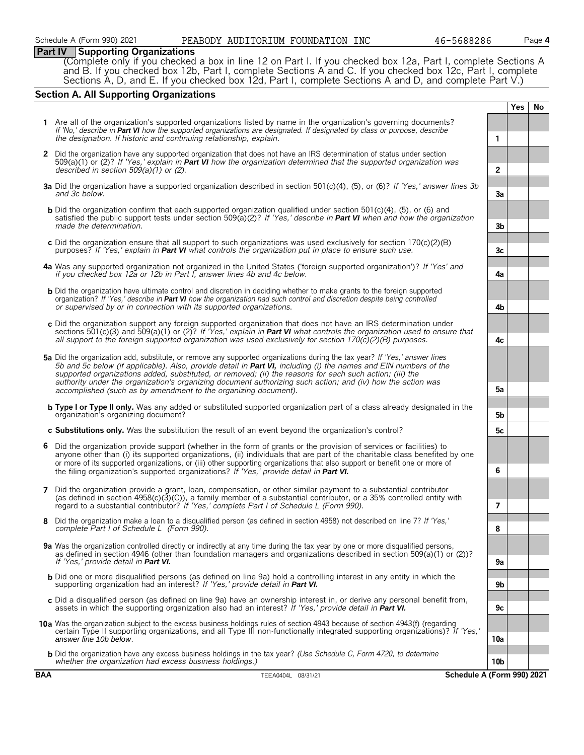## Part IV Supporting Organizations

(Complete only if you checked a box in line 12 on Part I. If you checked box 12a, Part I, complete Sections A and B. If you checked box 12b, Part I, complete Sections A and C. If you checked box 12c, Part I, complete Sections A, D, and E. If you checked box 12d, Part I, complete Sections A and D, and complete Part V.)

### Section A. All Supporting Organizations

| | | | Yes | No |
|---|---|---|---|---|
| **1** | Are all of the organization's supported organizations listed by name in the organization's governing documents? *If 'No,' describe in **Part VI** how the supported organizations are designated. If designated by class or purpose, describe the designation. If historic and continuing relationship, explain.* | 1 | | |
| **2** | Did the organization have any supported organization that does not have an IRS determination of status under section 509(a)(1) or (2)? *If 'Yes,' explain in **Part VI** how the organization determined that the supported organization was described in section 509(a)(1) or (2).* | 2 | | |
| **3a** | Did the organization have a supported organization described in section 501(c)(4), (5), or (6)? *If 'Yes,' answer lines 3b and 3c below.* | 3a | | |
| **b** | Did the organization confirm that each supported organization qualified under section 501(c)(4), (5), or (6) and satisfied the public support tests under section 509(a)(2)? *If 'Yes,' describe in **Part VI** when and how the organization made the determination.* | 3b | | |
| **c** | Did the organization ensure that all support to such organizations was used exclusively for section 170(c)(2)(B) purposes? *If 'Yes,' explain in **Part VI** what controls the organization put in place to ensure such use.* | 3c | | |
| **4a** | Was any supported organization not organized in the United States ('foreign supported organization')? *If 'Yes' and if you checked box 12a or 12b in Part I, answer lines 4b and 4c below.* | 4a | | |
| **b** | Did the organization have ultimate control and discretion in deciding whether to make grants to the foreign supported organization? *If 'Yes,' describe in **Part VI** how the organization had such control and discretion despite being controlled or supervised by or in connection with its supported organizations.* | 4b | | |
| **c** | Did the organization support any foreign supported organization that does not have an IRS determination under sections 501(c)(3) and 509(a)(1) or (2)? *If 'Yes,' explain in **Part VI** what controls the organization used to ensure that all support to the foreign supported organization was used exclusively for section 170(c)(2)(B) purposes.* | 4c | | |
| **5a** | Did the organization add, substitute, or remove any supported organizations during the tax year? *If 'Yes,' answer lines 5b and 5c below (if applicable). Also, provide detail in **Part VI,** including (i) the names and EIN numbers of the supported organizations added, substituted, or removed; (ii) the reasons for each such action; (iii) the authority under the organization's organizing document authorizing such action; and (iv) how the action was accomplished (such as by amendment to the organizing document).* | 5a | | |
| **b** | **Type I or Type II only.** Was any added or substituted supported organization part of a class already designated in the organization's organizing document? | 5b | | |
| **c** | **Substitutions only.** Was the substitution the result of an event beyond the organization's control? | 5c | | |
| **6** | Did the organization provide support (whether in the form of grants or the provision of services or facilities) to anyone other than (i) its supported organizations, (ii) individuals that are part of the charitable class benefited by one or more of its supported organizations, or (iii) other supporting organizations that also support or benefit one or more of the filing organization's supported organizations? *If 'Yes,' provide detail in **Part VI.*** | 6 | | |
| **7** | Did the organization provide a grant, loan, compensation, or other similar payment to a substantial contributor (as defined in section 4958(c)(3)(C)), a family member of a substantial contributor, or a 35% controlled entity with regard to a substantial contributor? *If 'Yes,' complete Part I of Schedule L (Form 990).* | 7 | | |
| **8** | Did the organization make a loan to a disqualified person (as defined in section 4958) not described on line 7? *If 'Yes,' complete Part I of Schedule L (Form 990).* | 8 | | |
| **9a** | Was the organization controlled directly or indirectly at any time during the tax year by one or more disqualified persons, as defined in section 4946 (other than foundation managers and organizations described in section 509(a)(1) or (2))? *If 'Yes,' provide detail in **Part VI.*** | 9a | | |
| **b** | Did one or more disqualified persons (as defined on line 9a) hold a controlling interest in any entity in which the supporting organization had an interest? *If 'Yes,' provide detail in **Part VI.*** | 9b | | |
| **c** | Did a disqualified person (as defined on line 9a) have an ownership interest in, or derive any personal benefit from, assets in which the supporting organization also had an interest? *If 'Yes,' provide detail in **Part VI.*** | 9c | | |
| **10a** | Was the organization subject to the excess business holdings rules of section 4943 because of section 4943(f) (regarding certain Type II supporting organizations, and all Type III non-functionally integrated supporting organizations)? *If 'Yes,' answer line 10b below.* | 10a | | |
| **b** | Did the organization have any excess business holdings in the tax year? *(Use Schedule C, Form 4720, to determine whether the organization had excess business holdings.)* | 10b | | |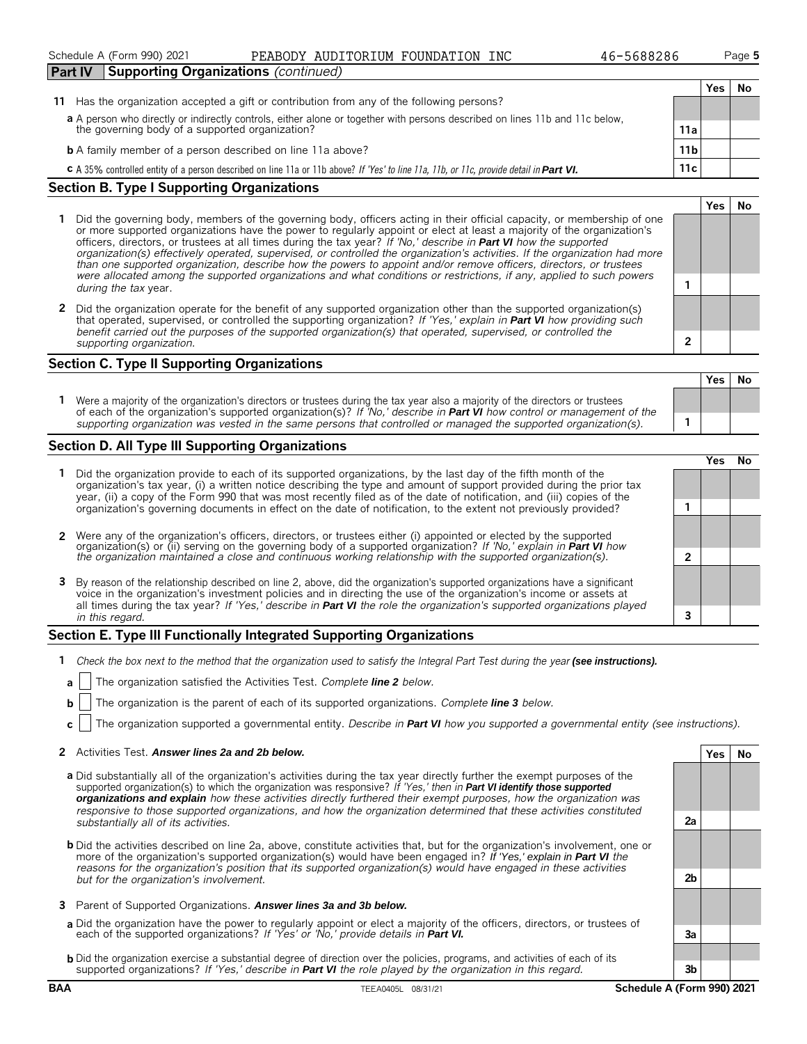**Part IV — Supporting Organizations** *(continued)*

| | | | Yes | No |
|---|---|---|---|---|
| **11** | Has the organization accepted a gift or contribution from any of the following persons? | | | |
| | **a** A person who directly or indirectly controls, either alone or together with persons described on lines 11b and 11c below, the governing body of a supported organization? | 11a | | |
| | **b** A family member of a person described on line 11a above? | 11b | | |
| | **c** A 35% controlled entity of a person described on line 11a or 11b above? *If 'Yes' to line 11a, 11b, or 11c, provide detail in* ***Part VI.*** | 11c | | |

## Section B. Type I Supporting Organizations

| | | | Yes | No |
|---|---|---|---|---|
| **1** | Did the governing body, members of the governing body, officers acting in their official capacity, or membership of one or more supported organizations have the power to regularly appoint or elect at least a majority of the organization's officers, directors, or trustees at all times during the tax year? *If 'No,' describe in* ***Part VI*** *how the supported organization(s) effectively operated, supervised, or controlled the organization's activities. If the organization had more than one supported organization, describe how the powers to appoint and/or remove officers, directors, or trustees were allocated among the supported organizations and what conditions or restrictions, if any, applied to such powers during the tax* year. | 1 | | |
| **2** | Did the organization operate for the benefit of any supported organization other than the supported organization(s) that operated, supervised, or controlled the supporting organization? *If 'Yes,' explain in* ***Part VI*** *how providing such benefit carried out the purposes of the supported organization(s) that operated, supervised, or controlled the supporting organization.* | 2 | | |

## Section C. Type II Supporting Organizations

| | | | Yes | No |
|---|---|---|---|---|
| **1** | Were a majority of the organization's directors or trustees during the tax year also a majority of the directors or trustees of each of the organization's supported organization(s)? *If 'No,' describe in* ***Part VI*** *how control or management of the supporting organization was vested in the same persons that controlled or managed the supported organization(s).* | 1 | | |

## Section D. All Type III Supporting Organizations

| | | | Yes | No |
|---|---|---|---|---|
| **1** | Did the organization provide to each of its supported organizations, by the last day of the fifth month of the organization's tax year, (i) a written notice describing the type and amount of support provided during the prior tax year, (ii) a copy of the Form 990 that was most recently filed as of the date of notification, and (iii) copies of the organization's governing documents in effect on the date of notification, to the extent not previously provided? | 1 | | |
| **2** | Were any of the organization's officers, directors, or trustees either (i) appointed or elected by the supported organization(s) or (ii) serving on the governing body of a supported organization? *If 'No,' explain in* ***Part VI*** *how the organization maintained a close and continuous working relationship with the supported organization(s).* | 2 | | |
| **3** | By reason of the relationship described on line 2, above, did the organization's supported organizations have a significant voice in the organization's investment policies and in directing the use of the organization's income or assets at all times during the tax year? *If 'Yes,' describe in* ***Part VI*** *the role the organization's supported organizations played in this regard.* | 3 | | |

## Section E. Type III Functionally Integrated Supporting Organizations

**1** *Check the box next to the method that the organization used to satisfy the Integral Part Test during the year* ***(see instructions).***

- **a** ☐ The organization satisfied the Activities Test. *Complete* ***line 2*** *below.*
- **b** ☐ The organization is the parent of each of its supported organizations. *Complete* ***line 3*** *below.*
- **c** ☐ The organization supported a governmental entity. *Describe in* ***Part VI*** *how you supported a governmental entity (see instructions).*

| | | | Yes | No |
|---|---|---|---|---|
| **2** | Activities Test. ***Answer lines 2a and 2b below.*** | | | |
| | **a** Did substantially all of the organization's activities during the tax year directly further the exempt purposes of the supported organization(s) to which the organization was responsive? *If 'Yes,' then in* ***Part VI identify those supported organizations and explain*** *how these activities directly furthered their exempt purposes, how the organization was responsive to those supported organizations, and how the organization determined that these activities constituted substantially all of its activities.* | 2a | | |
| | **b** Did the activities described on line 2a, above, constitute activities that, but for the organization's involvement, one or more of the organization's supported organization(s) would have been engaged in? *If 'Yes,' explain in* ***Part VI*** *the reasons for the organization's position that its supported organization(s) would have engaged in these activities but for the organization's involvement.* | 2b | | |
| **3** | Parent of Supported Organizations. ***Answer lines 3a and 3b below.*** | | | |
| | **a** Did the organization have the power to regularly appoint or elect a majority of the officers, directors, or trustees of each of the supported organizations? *If 'Yes' or 'No,' provide details in* ***Part VI.*** | 3a | | |
| | **b** Did the organization exercise a substantial degree of direction over the policies, programs, and activities of each of its supported organizations? *If 'Yes,' describe in* ***Part VI*** *the role played by the organization in this regard.* | 3b | | |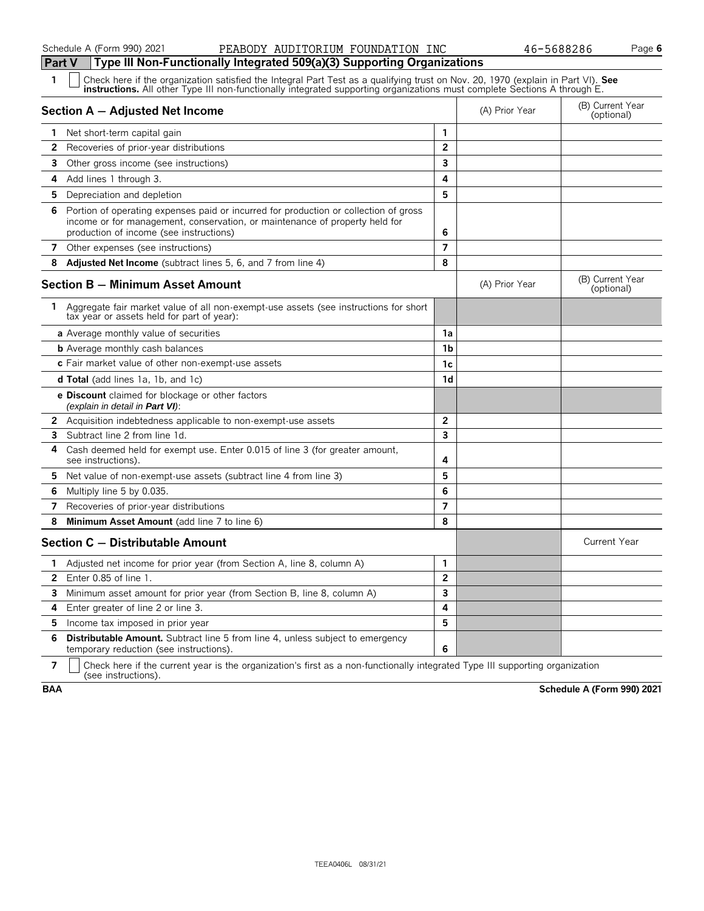Schedule A (Form 990) 2021 PEABODY AUDITORIUM FOUNDATION INC 46-5688286

## Part V Type III Non-Functionally Integrated 509(a)(3) Supporting Organizations

1 ☐ Check here if the organization satisfied the Integral Part Test as a qualifying trust on Nov. 20, 1970 (explain in Part VI). **See instructions.** All other Type III non-functionally integrated supporting organizations must complete Sections A through E.

| **Section A — Adjusted Net Income** | | (A) Prior Year | (B) Current Year (optional) |
|---|---|---|---|
| **1** Net short-term capital gain | 1 | | |
| **2** Recoveries of prior-year distributions | 2 | | |
| **3** Other gross income (see instructions) | 3 | | |
| **4** Add lines 1 through 3. | 4 | | |
| **5** Depreciation and depletion | 5 | | |
| **6** Portion of operating expenses paid or incurred for production or collection of gross income or for management, conservation, or maintenance of property held for production of income (see instructions) | 6 | | |
| **7** Other expenses (see instructions) | 7 | | |
| **8** **Adjusted Net Income** (subtract lines 5, 6, and 7 from line 4) | 8 | | |

| **Section B — Minimum Asset Amount** | | (A) Prior Year | (B) Current Year (optional) |
|---|---|---|---|
| **1** Aggregate fair market value of all non-exempt-use assets (see instructions for short tax year or assets held for part of year): | | | |
| **a** Average monthly value of securities | 1a | | |
| **b** Average monthly cash balances | 1b | | |
| **c** Fair market value of other non-exempt-use assets | 1c | | |
| **d Total** (add lines 1a, 1b, and 1c) | 1d | | |
| **e Discount** claimed for blockage or other factors *(explain in detail in **Part VI**)*: | | | |
| **2** Acquisition indebtedness applicable to non-exempt-use assets | 2 | | |
| **3** Subtract line 2 from line 1d. | 3 | | |
| **4** Cash deemed held for exempt use. Enter 0.015 of line 3 (for greater amount, see instructions). | 4 | | |
| **5** Net value of non-exempt-use assets (subtract line 4 from line 3) | 5 | | |
| **6** Multiply line 5 by 0.035. | 6 | | |
| **7** Recoveries of prior-year distributions | 7 | | |
| **8** **Minimum Asset Amount** (add line 7 to line 6) | 8 | | |

| **Section C — Distributable Amount** | | | Current Year |
|---|---|---|---|
| **1** Adjusted net income for prior year (from Section A, line 8, column A) | 1 | | |
| **2** Enter 0.85 of line 1. | 2 | | |
| **3** Minimum asset amount for prior year (from Section B, line 8, column A) | 3 | | |
| **4** Enter greater of line 2 or line 3. | 4 | | |
| **5** Income tax imposed in prior year | 5 | | |
| **6** **Distributable Amount.** Subtract line 5 from line 4, unless subject to emergency temporary reduction (see instructions). | 6 | | |

7 ☐ Check here if the current year is the organization's first as a non-functionally integrated Type III supporting organization (see instructions).

**BAA** **Schedule A (Form 990) 2021**

TEEA0406L 08/31/21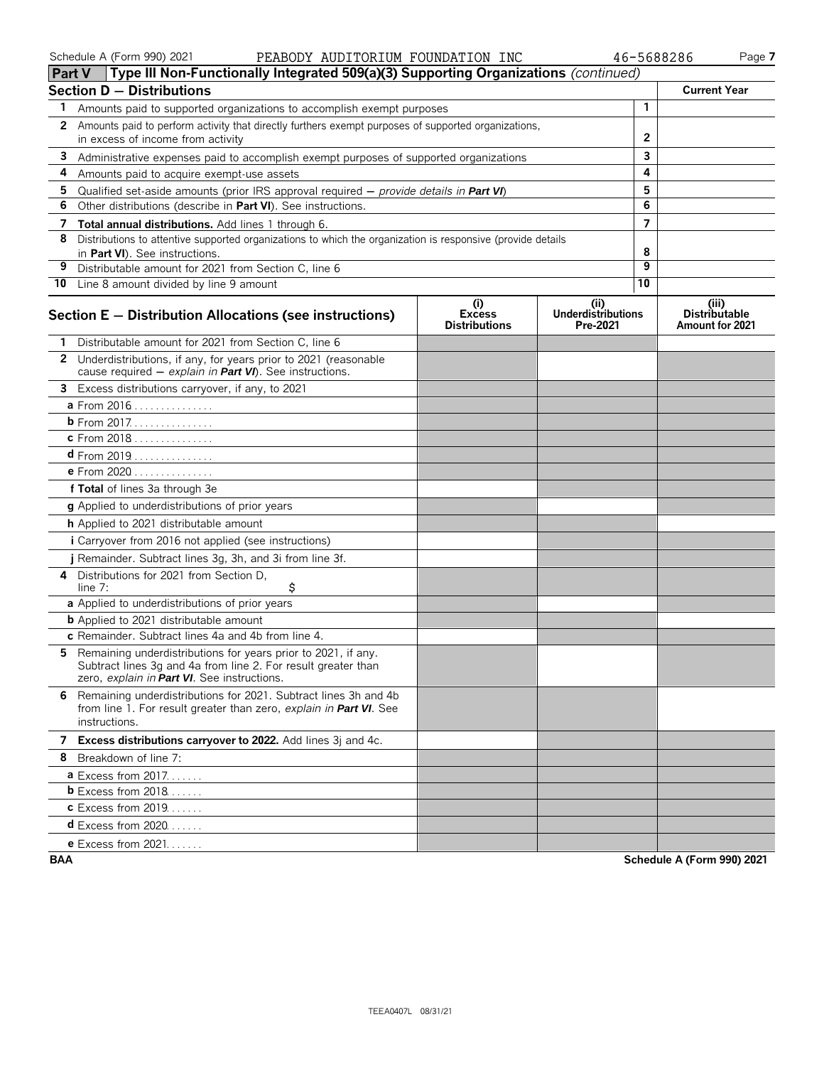Schedule A (Form 990) 2021 PEABODY AUDITORIUM FOUNDATION INC 46-5688286 Page **7**

## Part V Type III Non-Functionally Integrated 509(a)(3) Supporting Organizations *(continued)*

### Section D − Distributions

| | | | Current Year |
|---|---|---|---|
| **1** | Amounts paid to supported organizations to accomplish exempt purposes | 1 | |
| **2** | Amounts paid to perform activity that directly furthers exempt purposes of supported organizations, in excess of income from activity | 2 | |
| **3** | Administrative expenses paid to accomplish exempt purposes of supported organizations | 3 | |
| **4** | Amounts paid to acquire exempt-use assets | 4 | |
| **5** | Qualified set-aside amounts (prior IRS approval required − *provide details in* ***Part VI***) | 5 | |
| **6** | Other distributions (describe in **Part VI**). See instructions. | 6 | |
| **7** | **Total annual distributions.** Add lines 1 through 6. | 7 | |
| **8** | Distributions to attentive supported organizations to which the organization is responsive (provide details in **Part VI**). See instructions. | 8 | |
| **9** | Distributable amount for 2021 from Section C, line 6 | 9 | |
| **10** | Line 8 amount divided by line 9 amount | 10 | |

### Section E − Distribution Allocations (see instructions)

| | (i) Excess Distributions | (ii) Underdistributions Pre-2021 | (iii) Distributable Amount for 2021 |
|---|---|---|---|
| **1** Distributable amount for 2021 from Section C, line 6 | | | |
| **2** Underdistributions, if any, for years prior to 2021 (reasonable cause required − *explain in* ***Part VI***). See instructions. | | | |
| **3** Excess distributions carryover, if any, to 2021 | | | |
| **a** From 2016 | | | |
| **b** From 2017 | | | |
| **c** From 2018 | | | |
| **d** From 2019 | | | |
| **e** From 2020 | | | |
| **f Total** of lines 3a through 3e | | | |
| **g** Applied to underdistributions of prior years | | | |
| **h** Applied to 2021 distributable amount | | | |
| **i** Carryover from 2016 not applied (see instructions) | | | |
| **j** Remainder. Subtract lines 3g, 3h, and 3i from line 3f. | | | |
| **4** Distributions for 2021 from Section D, line 7: $ | | | |
| **a** Applied to underdistributions of prior years | | | |
| **b** Applied to 2021 distributable amount | | | |
| **c** Remainder. Subtract lines 4a and 4b from line 4. | | | |
| **5** Remaining underdistributions for years prior to 2021, if any. Subtract lines 3g and 4a from line 2. For result greater than zero, *explain in* ***Part VI***. See instructions. | | | |
| **6** Remaining underdistributions for 2021. Subtract lines 3h and 4b from line 1. For result greater than zero, *explain in* ***Part VI***. See instructions. | | | |
| **7 Excess distributions carryover to 2022.** Add lines 3j and 4c. | | | |
| **8** Breakdown of line 7: | | | |
| **a** Excess from 2017 | | | |
| **b** Excess from 2018 | | | |
| **c** Excess from 2019 | | | |
| **d** Excess from 2020 | | | |
| **e** Excess from 2021 | | | |

**BAA** **Schedule A (Form 990) 2021**

TEEA0407L 08/31/21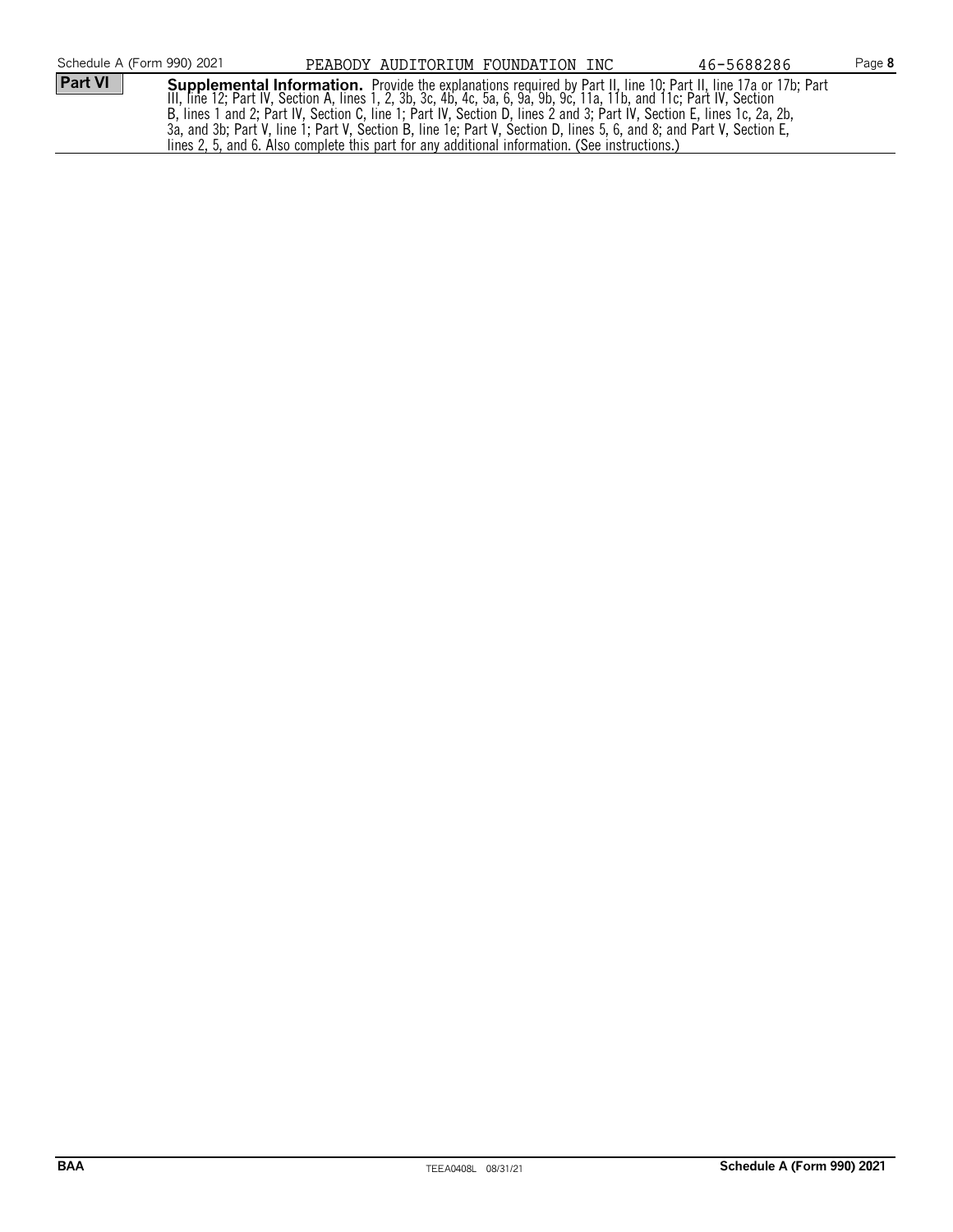Schedule A (Form 990) 2021 PEABODY AUDITORIUM FOUNDATION INC 46-5688286

**Part VI** **Supplemental Information.** Provide the explanations required by Part II, line 10; Part II, line 17a or 17b; Part III, line 12; Part IV, Section A, lines 1, 2, 3b, 3c, 4b, 4c, 5a, 6, 9a, 9b, 9c, 11a, 11b, and 11c; Part IV, Section B, lines 1 and 2; Part IV, Section C, line 1; Part IV, Section D, lines 2 and 3; Part IV, Section E, lines 1c, 2a, 2b, 3a, and 3b; Part V, line 1; Part V, Section B, line 1e; Part V, Section D, lines 5, 6, and 8; and Part V, Section E, lines 2, 5, and 6. Also complete this part for any additional information. (See instructions.)

BAA TEEA0408L 08/31/21 **Schedule A (Form 990) 2021**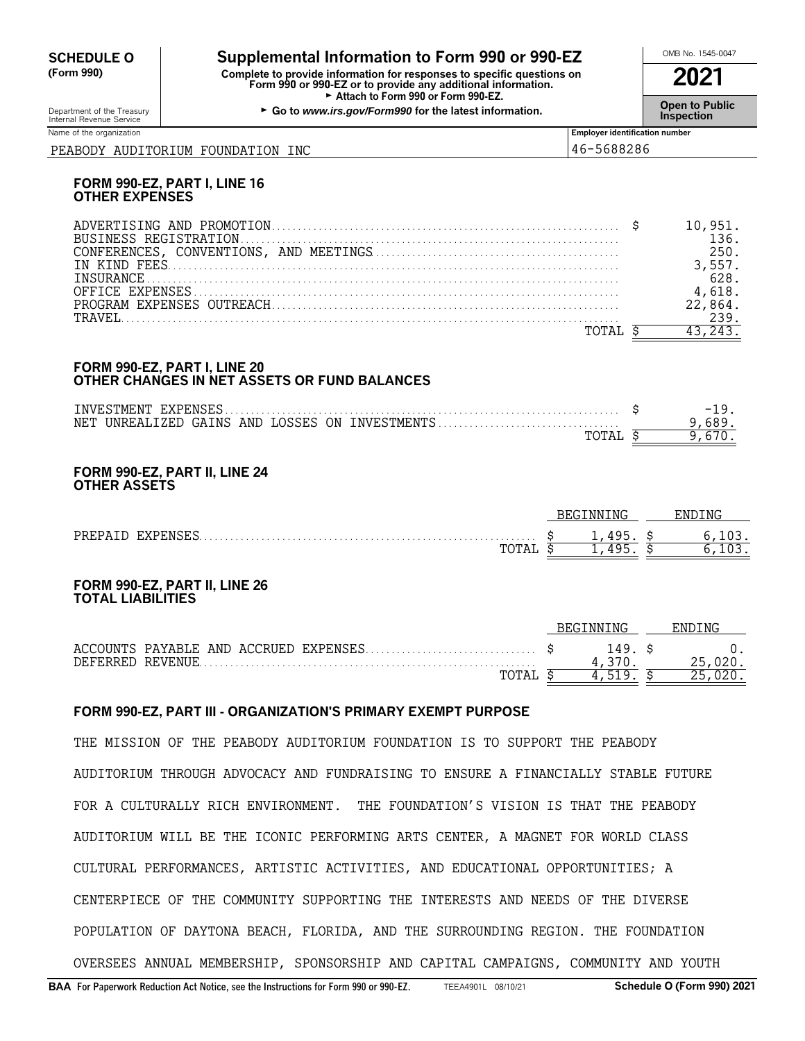**SCHEDULE O (Form 990)**

# Supplemental Information to Form 990 or 990-EZ

**Complete to provide information for responses to specific questions on Form 990 or 990-EZ or to provide any additional information.**
► Attach to Form 990 or Form 990-EZ.
► Go to *www.irs.gov/Form990* for the latest information.

OMB No. 1545-0047

**2021**

**Open to Public Inspection**

Department of the Treasury
Internal Revenue Service

| Name of the organization | Employer identification number |
|---|---|
| PEABODY AUDITORIUM FOUNDATION INC | 46-5688286 |

## FORM 990-EZ, PART I, LINE 16 OTHER EXPENSES

| | |
|---|---|
| ADVERTISING AND PROMOTION | $ 10,951. |
| BUSINESS REGISTRATION | 136. |
| CONFERENCES, CONVENTIONS, AND MEETINGS | 250. |
| IN KIND FEES | 3,557. |
| INSURANCE | 628. |
| OFFICE EXPENSES | 4,618. |
| PROGRAM EXPENSES OUTREACH | 22,864. |
| TRAVEL | 239. |
| TOTAL | $ 43,243. |

## FORM 990-EZ, PART I, LINE 20 OTHER CHANGES IN NET ASSETS OR FUND BALANCES

| | |
|---|---|
| INVESTMENT EXPENSES | $ -19. |
| NET UNREALIZED GAINS AND LOSSES ON INVESTMENTS | 9,689. |
| TOTAL | $ 9,670. |

## FORM 990-EZ, PART II, LINE 24 OTHER ASSETS

| | BEGINNING | ENDING |
|---|---|---|
| PREPAID EXPENSES | $ 1,495. | $ 6,103. |
| TOTAL | $ 1,495. | $ 6,103. |

## FORM 990-EZ, PART II, LINE 26 TOTAL LIABILITIES

| | BEGINNING | ENDING |
|---|---|---|
| ACCOUNTS PAYABLE AND ACCRUED EXPENSES | $ 149. | $ 0. |
| DEFERRED REVENUE | 4,370. | 25,020. |
| TOTAL | $ 4,519. | $ 25,020. |

## FORM 990-EZ, PART III - ORGANIZATION'S PRIMARY EXEMPT PURPOSE

THE MISSION OF THE PEABODY AUDITORIUM FOUNDATION IS TO SUPPORT THE PEABODY AUDITORIUM THROUGH ADVOCACY AND FUNDRAISING TO ENSURE A FINANCIALLY STABLE FUTURE FOR A CULTURALLY RICH ENVIRONMENT. THE FOUNDATION'S VISION IS THAT THE PEABODY AUDITORIUM WILL BE THE ICONIC PERFORMING ARTS CENTER, A MAGNET FOR WORLD CLASS CULTURAL PERFORMANCES, ARTISTIC ACTIVITIES, AND EDUCATIONAL OPPORTUNITIES; A CENTERPIECE OF THE COMMUNITY SUPPORTING THE INTERESTS AND NEEDS OF THE DIVERSE POPULATION OF DAYTONA BEACH, FLORIDA, AND THE SURROUNDING REGION. THE FOUNDATION OVERSEES ANNUAL MEMBERSHIP, SPONSORSHIP AND CAPITAL CAMPAIGNS, COMMUNITY AND YOUTH

**BAA For Paperwork Reduction Act Notice, see the Instructions for Form 990 or 990-EZ.** TEEA4901L 08/10/21 **Schedule O (Form 990) 2021**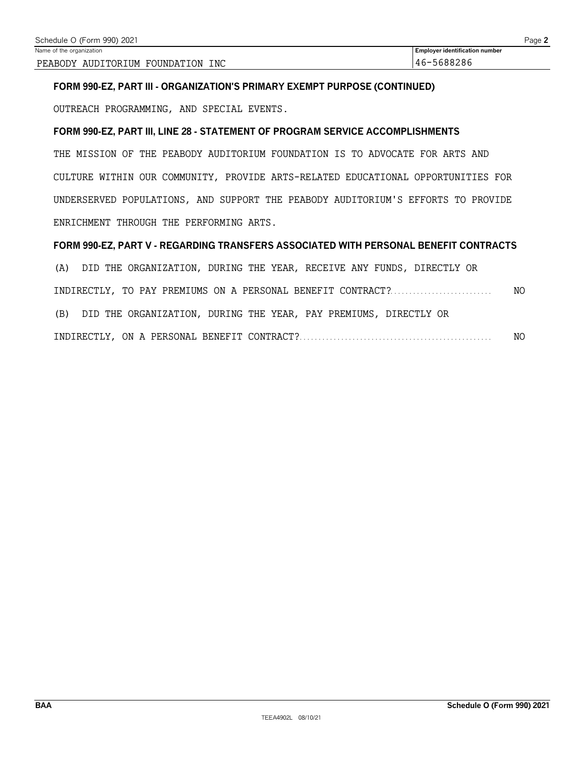Name of the organization: PEABODY AUDITORIUM FOUNDATION INC

Employer identification number: 46-5688286

## FORM 990-EZ, PART III - ORGANIZATION'S PRIMARY EXEMPT PURPOSE (CONTINUED)

OUTREACH PROGRAMMING, AND SPECIAL EVENTS.

## FORM 990-EZ, PART III, LINE 28 - STATEMENT OF PROGRAM SERVICE ACCOMPLISHMENTS

THE MISSION OF THE PEABODY AUDITORIUM FOUNDATION IS TO ADVOCATE FOR ARTS AND CULTURE WITHIN OUR COMMUNITY, PROVIDE ARTS-RELATED EDUCATIONAL OPPORTUNITIES FOR UNDERSERVED POPULATIONS, AND SUPPORT THE PEABODY AUDITORIUM'S EFFORTS TO PROVIDE ENRICHMENT THROUGH THE PERFORMING ARTS.

## FORM 990-EZ, PART V - REGARDING TRANSFERS ASSOCIATED WITH PERSONAL BENEFIT CONTRACTS

(A) DID THE ORGANIZATION, DURING THE YEAR, RECEIVE ANY FUNDS, DIRECTLY OR INDIRECTLY, TO PAY PREMIUMS ON A PERSONAL BENEFIT CONTRACT? .......... NO

(B) DID THE ORGANIZATION, DURING THE YEAR, PAY PREMIUMS, DIRECTLY OR INDIRECTLY, ON A PERSONAL BENEFIT CONTRACT? .......... NO